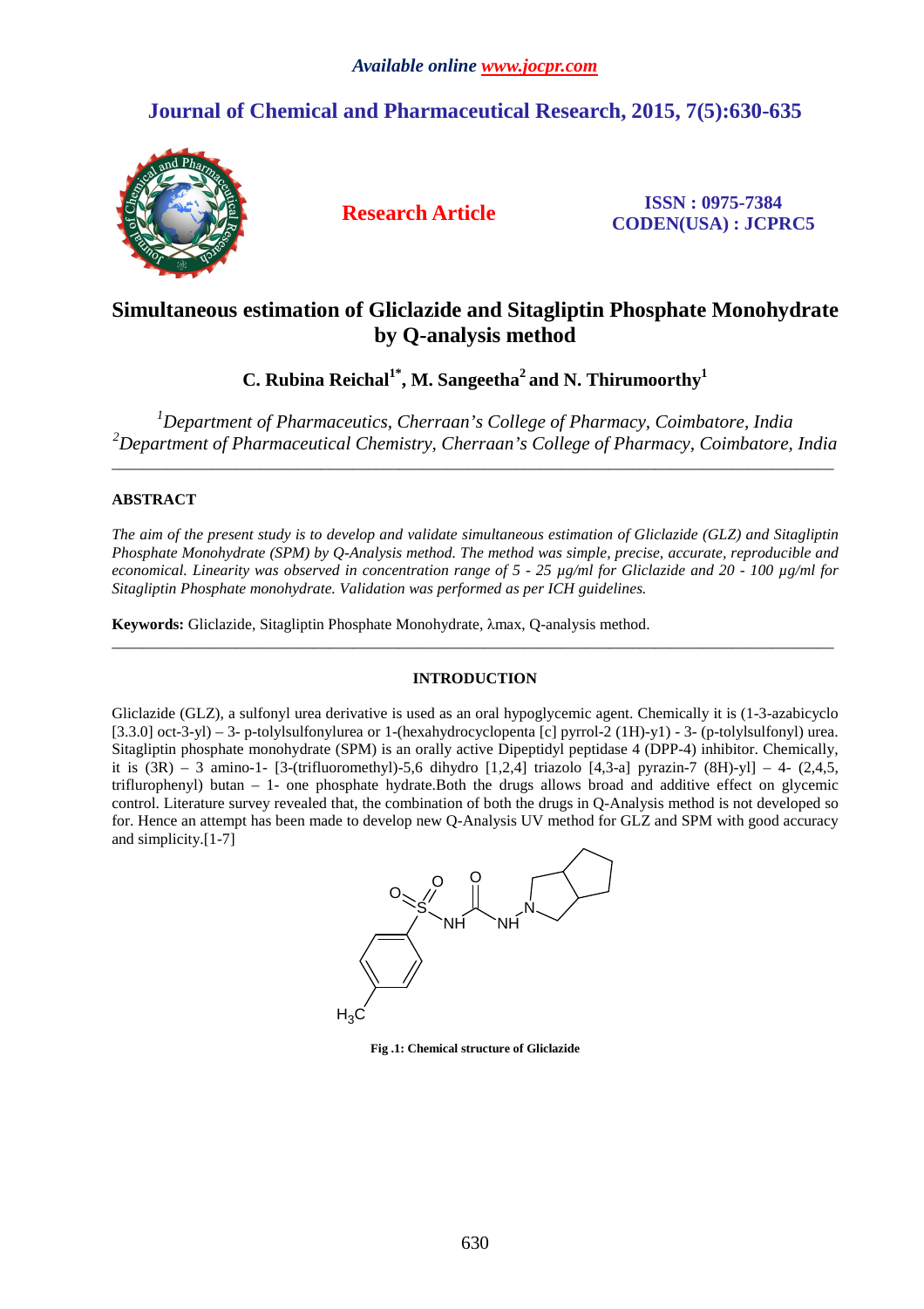# Simultaneous estimation of Gliclazide and Sitagliptin Phosphate Monohydrate by Q-analysis method

**C. Rubina Reichal[1*], M. Sangeetha[2] and N. Thirumoorthy[1]**

*[1]Department of Pharmaceutics, Cherraan's College of Pharmacy, Coimbatore, India*
*[2]Department of Pharmaceutical Chemistry, Cherraan's College of Pharmacy, Coimbatore, India*

---

## ABSTRACT

*The aim of the present study is to develop and validate simultaneous estimation of Gliclazide (GLZ) and Sitagliptin Phosphate Monohydrate (SPM) by Q-Analysis method. The method was simple, precise, accurate, reproducible and economical. Linearity was observed in concentration range of 5 - 25 µg/ml for Gliclazide and 20 - 100 µg/ml for Sitagliptin Phosphate monohydrate. Validation was performed as per ICH guidelines.*

**Keywords:** Gliclazide, Sitagliptin Phosphate Monohydrate, λmax, Q-analysis method.

---

## INTRODUCTION

Gliclazide (GLZ), a sulfonyl urea derivative is used as an oral hypoglycemic agent. Chemically it is (1-3-azabicyclo [3.3.0] oct-3-yl) – 3- p-tolylsulfonylurea or 1-(hexahydrocyclopenta [c] pyrrol-2 (1H)-y1) - 3- (p-tolylsulfonyl) urea. Sitagliptin phosphate monohydrate (SPM) is an orally active Dipeptidyl peptidase 4 (DPP-4) inhibitor. Chemically, it is (3R) – 3 amino-1- [3-(trifluoromethyl)-5,6 dihydro [1,2,4] triazolo [4,3-a] pyrazin-7 (8H)-yl] – 4- (2,4,5, triflurophenyl) butan – 1- one phosphate hydrate.Both the drugs allows broad and additive effect on glycemic control. Literature survey revealed that, the combination of both the drugs in Q-Analysis method is not developed so for. Hence an attempt has been made to develop new Q-Analysis UV method for GLZ and SPM with good accuracy and simplicity.[1-7]

**Fig .1: Chemical structure of Gliclazide**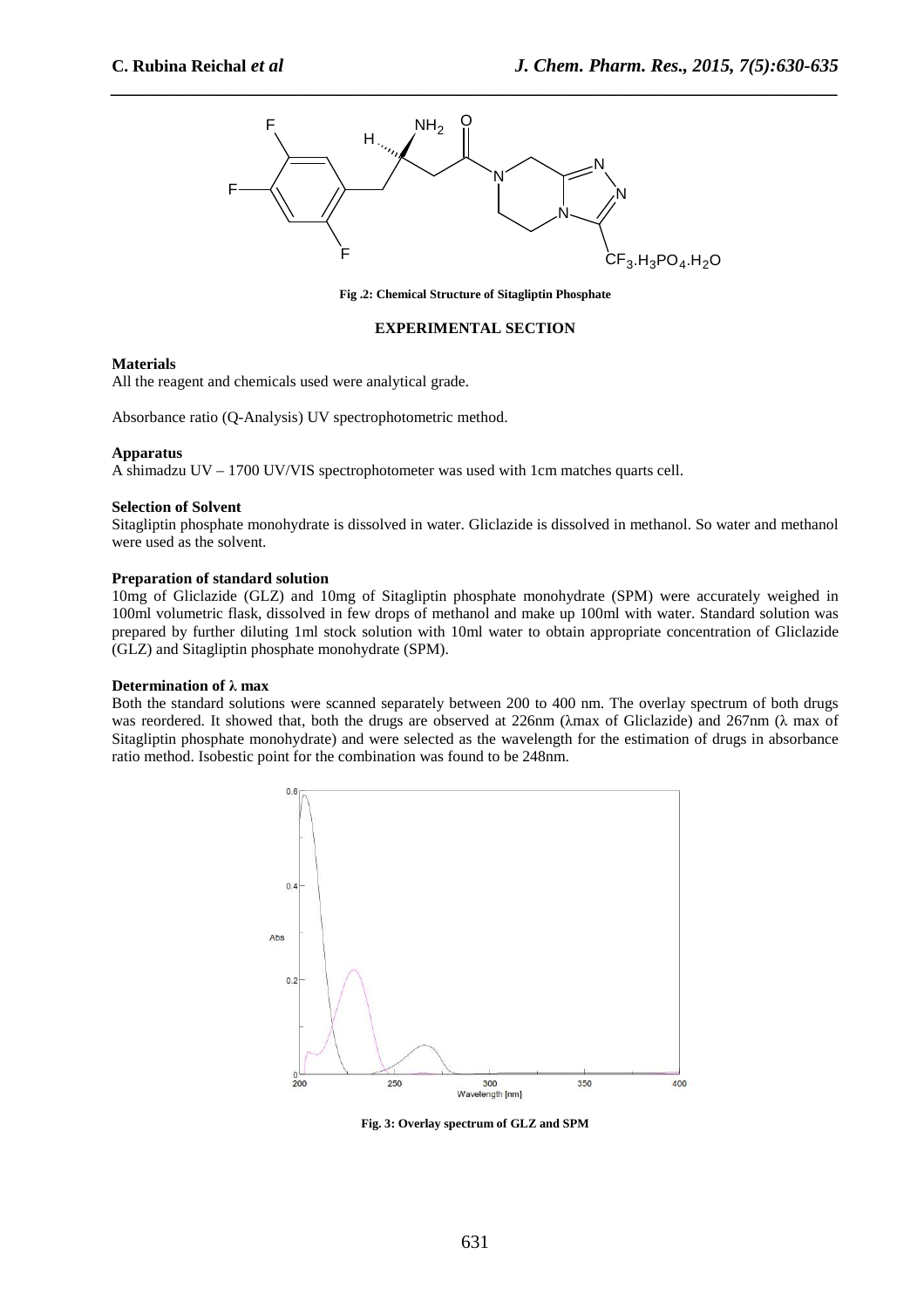Fig .2: Chemical Structure of Sitagliptin Phosphate

## EXPERIMENTAL SECTION

### Materials

All the reagent and chemicals used were analytical grade.

Absorbance ratio (Q-Analysis) UV spectrophotometric method.

### Apparatus

A shimadzu UV – 1700 UV/VIS spectrophotometer was used with 1cm matches quarts cell.

### Selection of Solvent

Sitagliptin phosphate monohydrate is dissolved in water. Gliclazide is dissolved in methanol. So water and methanol were used as the solvent.

### Preparation of standard solution

10mg of Gliclazide (GLZ) and 10mg of Sitagliptin phosphate monohydrate (SPM) were accurately weighed in 100ml volumetric flask, dissolved in few drops of methanol and make up 100ml with water. Standard solution was prepared by further diluting 1ml stock solution with 10ml water to obtain appropriate concentration of Gliclazide (GLZ) and Sitagliptin phosphate monohydrate (SPM).

### Determination of λ max

Both the standard solutions were scanned separately between 200 to 400 nm. The overlay spectrum of both drugs was reordered. It showed that, both the drugs are observed at 226nm (λmax of Gliclazide) and 267nm (λ max of Sitagliptin phosphate monohydrate) and were selected as the wavelength for the estimation of drugs in absorbance ratio method. Isobestic point for the combination was found to be 248nm.

Fig. 3: Overlay spectrum of GLZ and SPM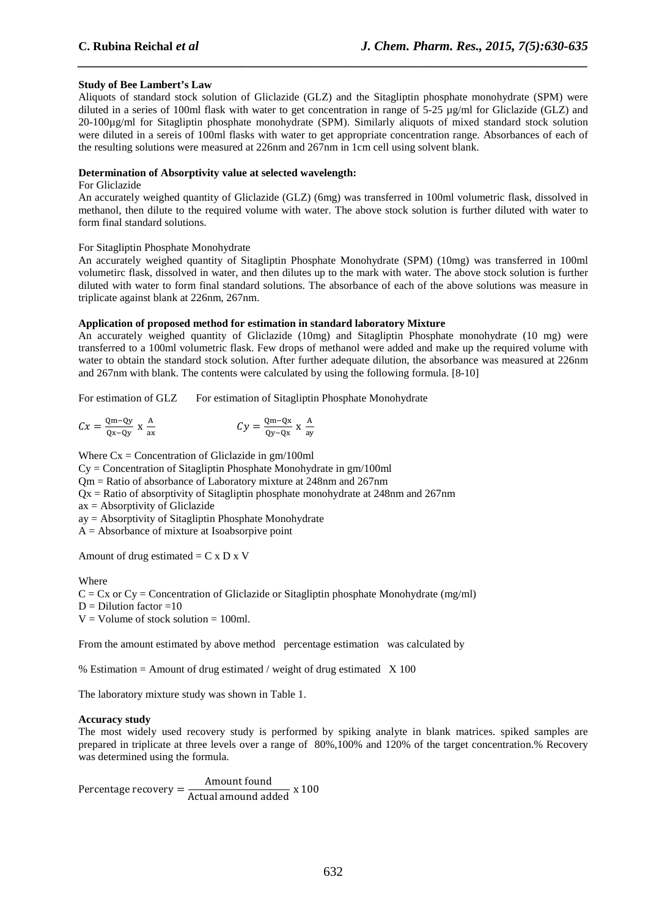**Study of Bee Lambert's Law**

Aliquots of standard stock solution of Gliclazide (GLZ) and the Sitagliptin phosphate monohydrate (SPM) were diluted in a series of 100ml flask with water to get concentration in range of 5-25 µg/ml for Gliclazide (GLZ) and 20-100µg/ml for Sitagliptin phosphate monohydrate (SPM). Similarly aliquots of mixed standard stock solution were diluted in a sereis of 100ml flasks with water to get appropriate concentration range. Absorbances of each of the resulting solutions were measured at 226nm and 267nm in 1cm cell using solvent blank.

**Determination of Absorptivity value at selected wavelength:**

For Gliclazide

An accurately weighed quantity of Gliclazide (GLZ) (6mg) was transferred in 100ml volumetric flask, dissolved in methanol, then dilute to the required volume with water. The above stock solution is further diluted with water to form final standard solutions.

For Sitagliptin Phosphate Monohydrate

An accurately weighed quantity of Sitagliptin Phosphate Monohydrate (SPM) (10mg) was transferred in 100ml volumetirc flask, dissolved in water, and then dilutes up to the mark with water. The above stock solution is further diluted with water to form final standard solutions. The absorbance of each of the above solutions was measure in triplicate against blank at 226nm, 267nm.

**Application of proposed method for estimation in standard laboratory Mixture**

An accurately weighed quantity of Gliclazide (10mg) and Sitagliptin Phosphate monohydrate (10 mg) were transferred to a 100ml volumetric flask. Few drops of methanol were added and make up the required volume with water to obtain the standard stock solution. After further adequate dilution, the absorbance was measured at 226nm and 267nm with blank. The contents were calculated by using the following formula. [8-10]

For estimation of GLZ     For estimation of Sitagliptin Phosphate Monohydrate

$$Cx = \frac{Qm - Qy}{Qx - Qy} \times \frac{A}{ax} \qquad\qquad Cy = \frac{Qm - Qx}{Qy - Qx} \times \frac{A}{ay}$$

Where Cx = Concentration of Gliclazide in gm/100ml

Cy = Concentration of Sitagliptin Phosphate Monohydrate in gm/100ml

Qm = Ratio of absorbance of Laboratory mixture at 248nm and 267nm

Qx = Ratio of absorptivity of Sitagliptin phosphate monohydrate at 248nm and 267nm

ax = Absorptivity of Gliclazide

ay = Absorptivity of Sitagliptin Phosphate Monohydrate

A = Absorbance of mixture at Isoabsorpive point

Amount of drug estimated = C x D x V

Where

C = Cx or Cy = Concentration of Gliclazide or Sitagliptin phosphate Monohydrate (mg/ml)

D = Dilution factor =10

V = Volume of stock solution = 100ml.

From the amount estimated by above method percentage estimation was calculated by

% Estimation = Amount of drug estimated / weight of drug estimated X 100

The laboratory mixture study was shown in Table 1.

**Accuracy study**

The most widely used recovery study is performed by spiking analyte in blank matrices. spiked samples are prepared in triplicate at three levels over a range of 80%,100% and 120% of the target concentration.% Recovery was determined using the formula.

$$\text{Percentage recovery} = \frac{\text{Amount found}}{\text{Actual amound added}} \times 100$$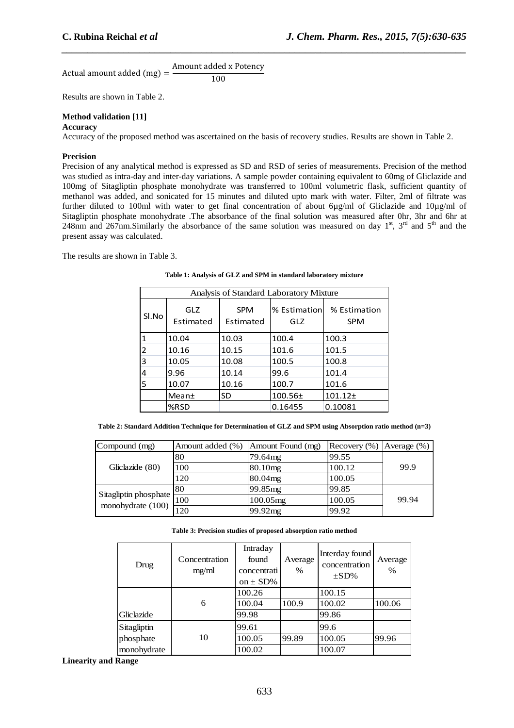$$\text{Actual amount added (mg)} = \frac{\text{Amount added x Potency}}{100}$$

Results are shown in Table 2.

**Method validation [11]**

**Accuracy**

Accuracy of the proposed method was ascertained on the basis of recovery studies. Results are shown in Table 2.

**Precision**

Precision of any analytical method is expressed as SD and RSD of series of measurements. Precision of the method was studied as intra-day and inter-day variations. A sample powder containing equivalent to 60mg of Gliclazide and 100mg of Sitagliptin phosphate monohydrate was transferred to 100ml volumetric flask, sufficient quantity of methanol was added, and sonicated for 15 minutes and diluted upto mark with water. Filter, 2ml of filtrate was further diluted to 100ml with water to get final concentration of about 6µg/ml of Gliclazide and 10µg/ml of Sitagliptin phosphate monohydrate .The absorbance of the final solution was measured after 0hr, 3hr and 6hr at 248nm and 267nm.Similarly the absorbance of the same solution was measured on day 1[st], 3[rd] and 5[th] and the present assay was calculated.

The results are shown in Table 3.

**Table 1: Analysis of GLZ and SPM in standard laboratory mixture**

| Analysis of Standard Laboratory Mixture | | | | |
|---|---|---|---|---|
| Sl.No | GLZ Estimated | SPM Estimated | % Estimation GLZ | % Estimation SPM |
| 1 | 10.04 | 10.03 | 100.4 | 100.3 |
| 2 | 10.16 | 10.15 | 101.6 | 101.5 |
| 3 | 10.05 | 10.08 | 100.5 | 100.8 |
| 4 | 9.96 | 10.14 | 99.6 | 101.4 |
| 5 | 10.07 | 10.16 | 100.7 | 101.6 |
| | Mean± | SD | 100.56± | 101.12± |
| | %RSD | | 0.16455 | 0.10081 |

**Table 2: Standard Addition Technique for Determination of GLZ and SPM using Absorption ratio method (n=3)**

| Compound (mg) | Amount added (%) | Amount Found (mg) | Recovery (%) | Average (%) |
|---|---|---|---|---|
| Gliclazide (80) | 80 | 79.64mg | 99.55 | 99.9 |
| | 100 | 80.10mg | 100.12 | |
| | 120 | 80.04mg | 100.05 | |
| Sitagliptin phosphate monohydrate (100) | 80 | 99.85mg | 99.85 | 99.94 |
| | 100 | 100.05mg | 100.05 | |
| | 120 | 99.92mg | 99.92 | |

**Table 3: Precision studies of proposed absorption ratio method**

| Drug | Concentration mg/ml | Intraday found concentration ± SD% | Average % | Interday found concentration ±SD% | Average % |
|---|---|---|---|---|---|
| Gliclazide | 6 | 100.26 | 100.9 | 100.15 | 100.06 |
| | | 100.04 | | 100.02 | |
| | | 99.98 | | 99.86 | |
| Sitagliptin phosphate monohydrate | 10 | 99.61 | 99.89 | 99.6 | 99.96 |
| | | 100.05 | | 100.05 | |
| | | 100.02 | | 100.07 | |

**Linearity and Range**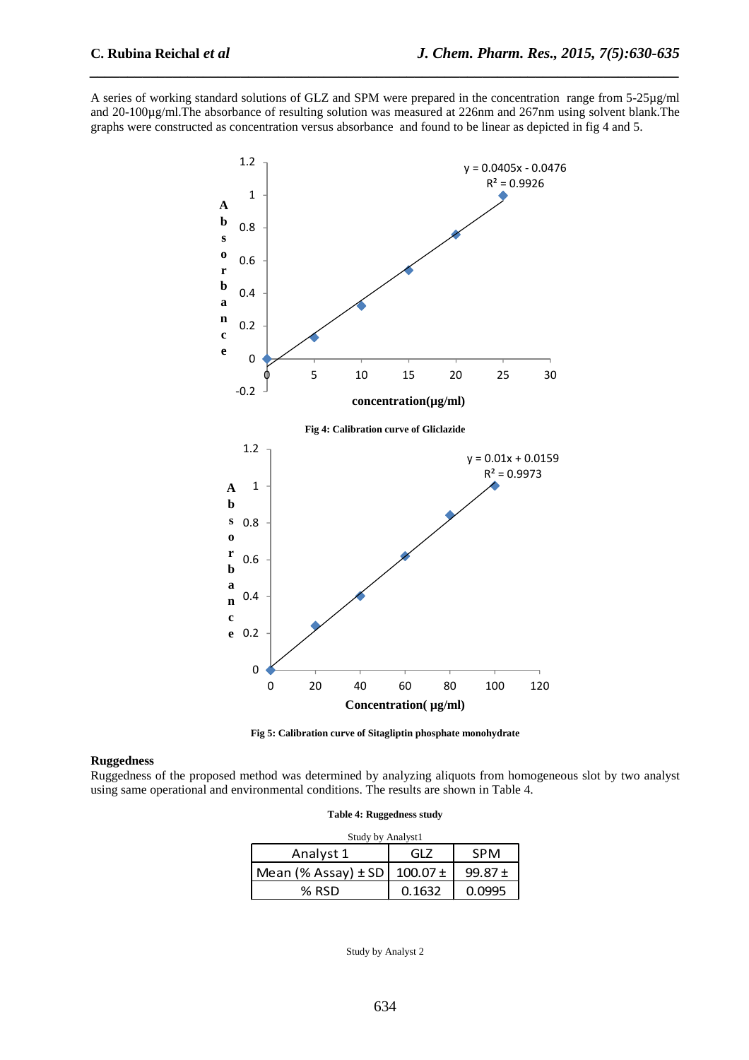A series of working standard solutions of GLZ and SPM were prepared in the concentration range from 5-25µg/ml and 20-100µg/ml.The absorbance of resulting solution was measured at 226nm and 267nm using solvent blank.The graphs were constructed as concentration versus absorbance and found to be linear as depicted in fig 4 and 5.

**Fig 4: Calibration curve of Gliclazide**

**Fig 5: Calibration curve of Sitagliptin phosphate monohydrate**

**Ruggedness**

Ruggedness of the proposed method was determined by analyzing aliquots from homogeneous slot by two analyst using same operational and environmental conditions. The results are shown in Table 4.

**Table 4: Ruggedness study**

Study by Analyst1

| Analyst 1 | GLZ | SPM |
|---|---|---|
| Mean (% Assay) ± SD | 100.07 ± | 99.87 ± |
| % RSD | 0.1632 | 0.0995 |

Study by Analyst 2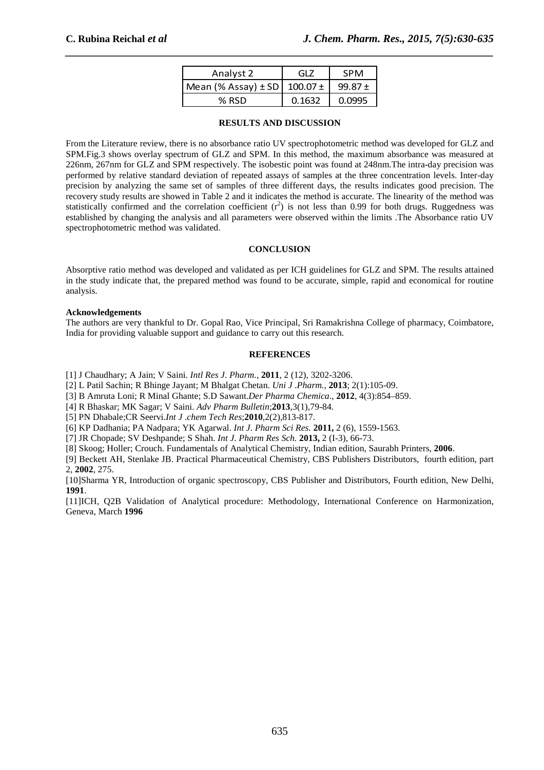| Analyst 2 | GLZ | SPM |
|---|---|---|
| Mean (% Assay) ± SD | 100.07 ± | 99.87 ± |
| % RSD | 0.1632 | 0.0995 |

## RESULTS AND DISCUSSION

From the Literature review, there is no absorbance ratio UV spectrophotometric method was developed for GLZ and SPM.Fig.3 shows overlay spectrum of GLZ and SPM. In this method, the maximum absorbance was measured at 226nm, 267nm for GLZ and SPM respectively. The isobestic point was found at 248nm.The intra-day precision was performed by relative standard deviation of repeated assays of samples at the three concentration levels. Inter-day precision by analyzing the same set of samples of three different days, the results indicates good precision. The recovery study results are showed in Table 2 and it indicates the method is accurate. The linearity of the method was statistically confirmed and the correlation coefficient ($r^2$) is not less than 0.99 for both drugs. Ruggedness was established by changing the analysis and all parameters were observed within the limits .The Absorbance ratio UV spectrophotometric method was validated.

## CONCLUSION

Absorptive ratio method was developed and validated as per ICH guidelines for GLZ and SPM. The results attained in the study indicate that, the prepared method was found to be accurate, simple, rapid and economical for routine analysis.

**Acknowledgements**

The authors are very thankful to Dr. Gopal Rao, Vice Principal, Sri Ramakrishna College of pharmacy, Coimbatore, India for providing valuable support and guidance to carry out this research.

## REFERENCES

[1] J Chaudhary; A Jain; V Saini. *Intl Res J. Pharm.*, **2011**, 2 (12), 3202-3206.

[2] L Patil Sachin; R Bhinge Jayant; M Bhalgat Chetan. *Uni J .Pharm.*, **2013**; 2(1):105-09.

[3] B Amruta Loni; R Minal Ghante; S.D Sawant.*Der Pharma Chemica*., **2012**, 4(3):854–859.

[4] R Bhaskar; MK Sagar; V Saini. *Adv Pharm Bulletin*;**2013**,3(1),79-84.

[5] PN Dhabale;CR Seervi.*Int J .chem Tech Res*;**2010**,2(2),813-817.

[6] KP Dadhania; PA Nadpara; YK Agarwal. *Int J. Pharm Sci Res.* **2011,** 2 (6), 1559-1563.

[7] JR Chopade; SV Deshpande; S Shah. *Int J. Pharm Res Sch.* **2013,** 2 (I-3), 66-73.

[8] Skoog; Holler; Crouch. Fundamentals of Analytical Chemistry, Indian edition, Saurabh Printers, **2006**.

[9] Beckett AH, Stenlake JB. Practical Pharmaceutical Chemistry, CBS Publishers Distributors, fourth edition, part 2, **2002**, 275.

[10]Sharma YR, Introduction of organic spectroscopy, CBS Publisher and Distributors, Fourth edition, New Delhi, **1991**.

[11]ICH, Q2B Validation of Analytical procedure: Methodology, International Conference on Harmonization, Geneva, March **1996**